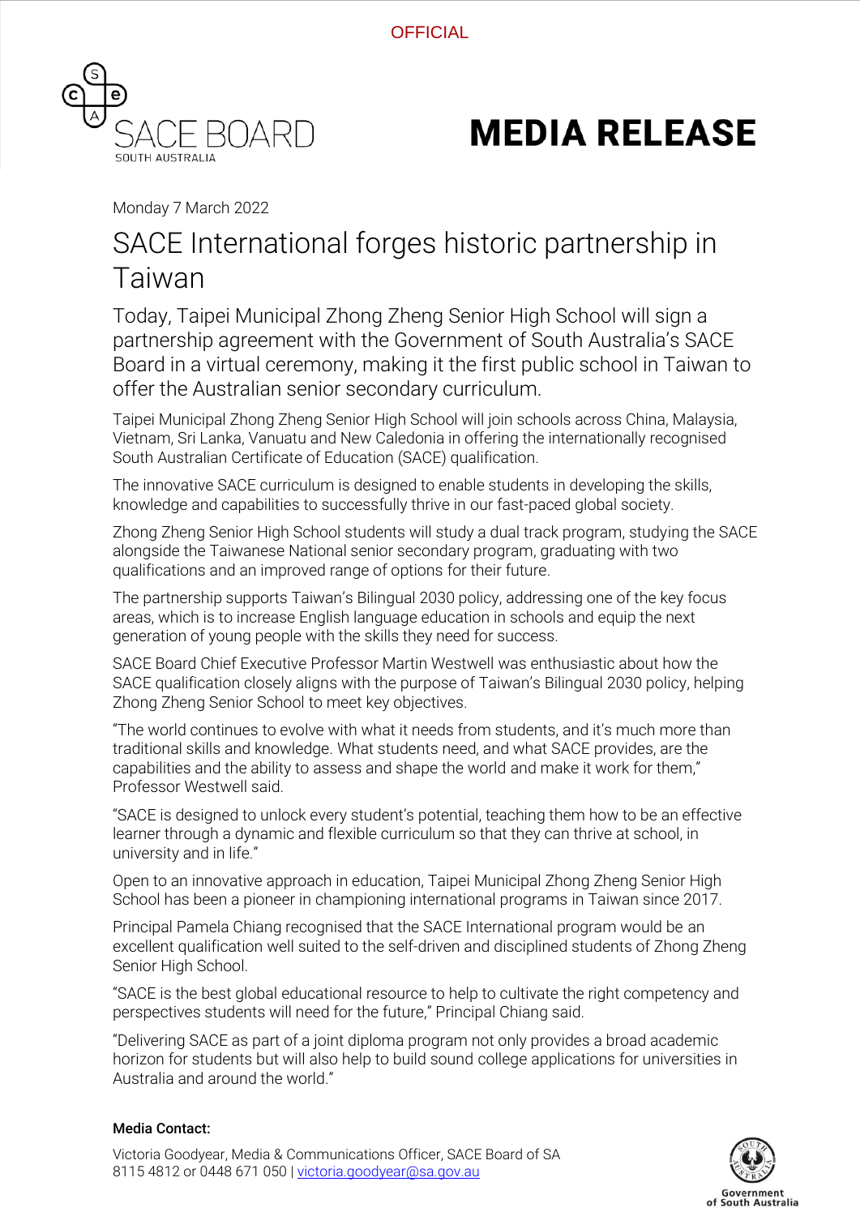OFFICIAL

SACE BOARD
SOUTH AUSTRALIA

# MEDIA RELEASE

Monday 7 March 2022

## SACE International forges historic partnership in Taiwan

### Today, Taipei Municipal Zhong Zheng Senior High School will sign a partnership agreement with the Government of South Australia's SACE Board in a virtual ceremony, making it the first public school in Taiwan to offer the Australian senior secondary curriculum.

Taipei Municipal Zhong Zheng Senior High School will join schools across China, Malaysia, Vietnam, Sri Lanka, Vanuatu and New Caledonia in offering the internationally recognised South Australian Certificate of Education (SACE) qualification.

The innovative SACE curriculum is designed to enable students in developing the skills, knowledge and capabilities to successfully thrive in our fast-paced global society.

Zhong Zheng Senior High School students will study a dual track program, studying the SACE alongside the Taiwanese National senior secondary program, graduating with two qualifications and an improved range of options for their future.

The partnership supports Taiwan's Bilingual 2030 policy, addressing one of the key focus areas, which is to increase English language education in schools and equip the next generation of young people with the skills they need for success.

SACE Board Chief Executive Professor Martin Westwell was enthusiastic about how the SACE qualification closely aligns with the purpose of Taiwan's Bilingual 2030 policy, helping Zhong Zheng Senior School to meet key objectives.

"The world continues to evolve with what it needs from students, and it's much more than traditional skills and knowledge. What students need, and what SACE provides, are the capabilities and the ability to assess and shape the world and make it work for them," Professor Westwell said.

"SACE is designed to unlock every student's potential, teaching them how to be an effective learner through a dynamic and flexible curriculum so that they can thrive at school, in university and in life."

Open to an innovative approach in education, Taipei Municipal Zhong Zheng Senior High School has been a pioneer in championing international programs in Taiwan since 2017.

Principal Pamela Chiang recognised that the SACE International program would be an excellent qualification well suited to the self-driven and disciplined students of Zhong Zheng Senior High School.

"SACE is the best global educational resource to help to cultivate the right competency and perspectives students will need for the future," Principal Chiang said.

"Delivering SACE as part of a joint diploma program not only provides a broad academic horizon for students but will also help to build sound college applications for universities in Australia and around the world."

**Media Contact:**

Victoria Goodyear, Media & Communications Officer, SACE Board of SA
8115 4812 or 0448 671 050 | victoria.goodyear@sa.gov.au

Government of South Australia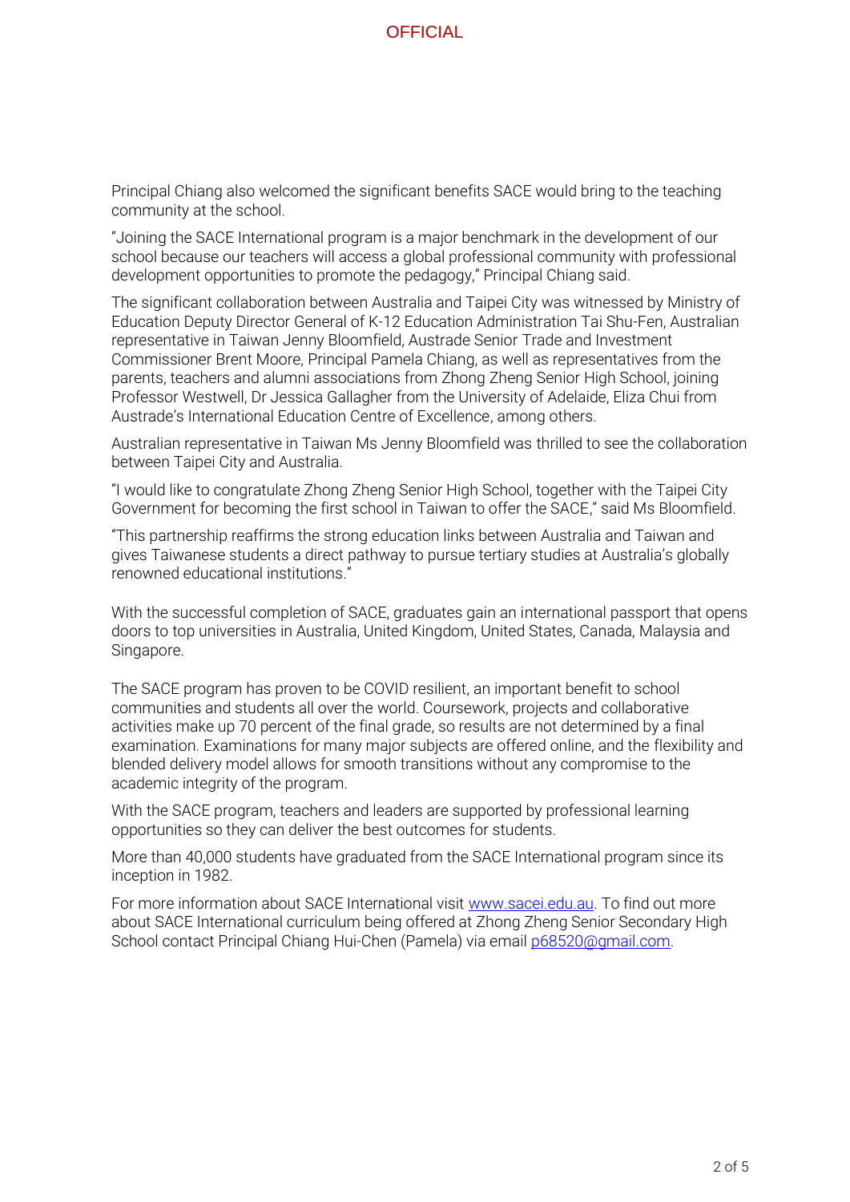Principal Chiang also welcomed the significant benefits SACE would bring to the teaching community at the school.

"Joining the SACE International program is a major benchmark in the development of our school because our teachers will access a global professional community with professional development opportunities to promote the pedagogy," Principal Chiang said.

The significant collaboration between Australia and Taipei City was witnessed by Ministry of Education Deputy Director General of K-12 Education Administration Tai Shu-Fen, Australian representative in Taiwan Jenny Bloomfield, Austrade Senior Trade and Investment Commissioner Brent Moore, Principal Pamela Chiang, as well as representatives from the parents, teachers and alumni associations from Zhong Zheng Senior High School, joining Professor Westwell, Dr Jessica Gallagher from the University of Adelaide, Eliza Chui from Austrade's International Education Centre of Excellence, among others.

Australian representative in Taiwan Ms Jenny Bloomfield was thrilled to see the collaboration between Taipei City and Australia.

"I would like to congratulate Zhong Zheng Senior High School, together with the Taipei City Government for becoming the first school in Taiwan to offer the SACE," said Ms Bloomfield.

"This partnership reaffirms the strong education links between Australia and Taiwan and gives Taiwanese students a direct pathway to pursue tertiary studies at Australia's globally renowned educational institutions."

With the successful completion of SACE, graduates gain an international passport that opens doors to top universities in Australia, United Kingdom, United States, Canada, Malaysia and Singapore.

The SACE program has proven to be COVID resilient, an important benefit to school communities and students all over the world. Coursework, projects and collaborative activities make up 70 percent of the final grade, so results are not determined by a final examination. Examinations for many major subjects are offered online, and the flexibility and blended delivery model allows for smooth transitions without any compromise to the academic integrity of the program.

With the SACE program, teachers and leaders are supported by professional learning opportunities so they can deliver the best outcomes for students.

More than 40,000 students have graduated from the SACE International program since its inception in 1982.

For more information about SACE International visit [www.sacei.edu.au](http://www.sacei.edu.au). To find out more about SACE International curriculum being offered at Zhong Zheng Senior Secondary High School contact Principal Chiang Hui-Chen (Pamela) via email [p68520@gmail.com](mailto:p68520@gmail.com).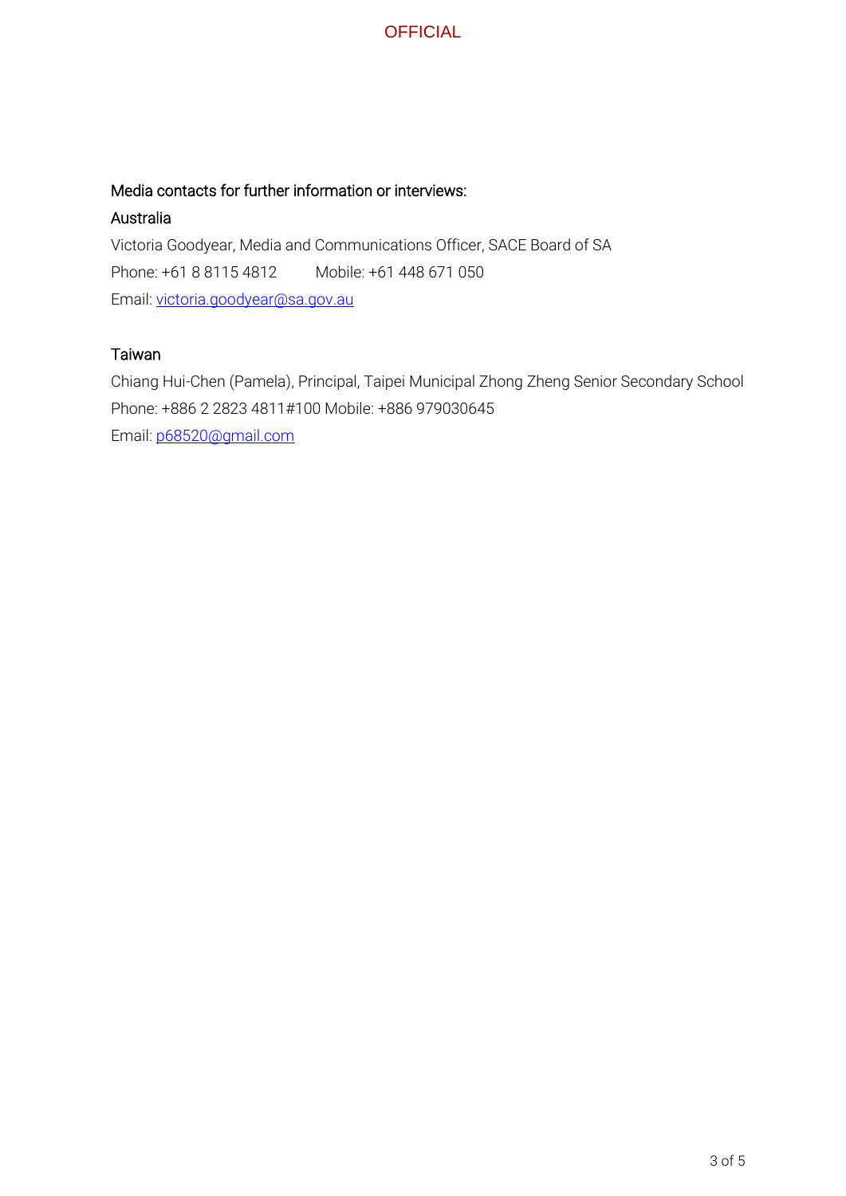Media contacts for further information or interviews:

Australia

Victoria Goodyear, Media and Communications Officer, SACE Board of SA

Phone: +61 8 8115 4812 Mobile: +61 448 671 050

Email: victoria.goodyear@sa.gov.au

Taiwan

Chiang Hui-Chen (Pamela), Principal, Taipei Municipal Zhong Zheng Senior Secondary School

Phone: +886 2 2823 4811#100 Mobile: +886 979030645

Email: p68520@gmail.com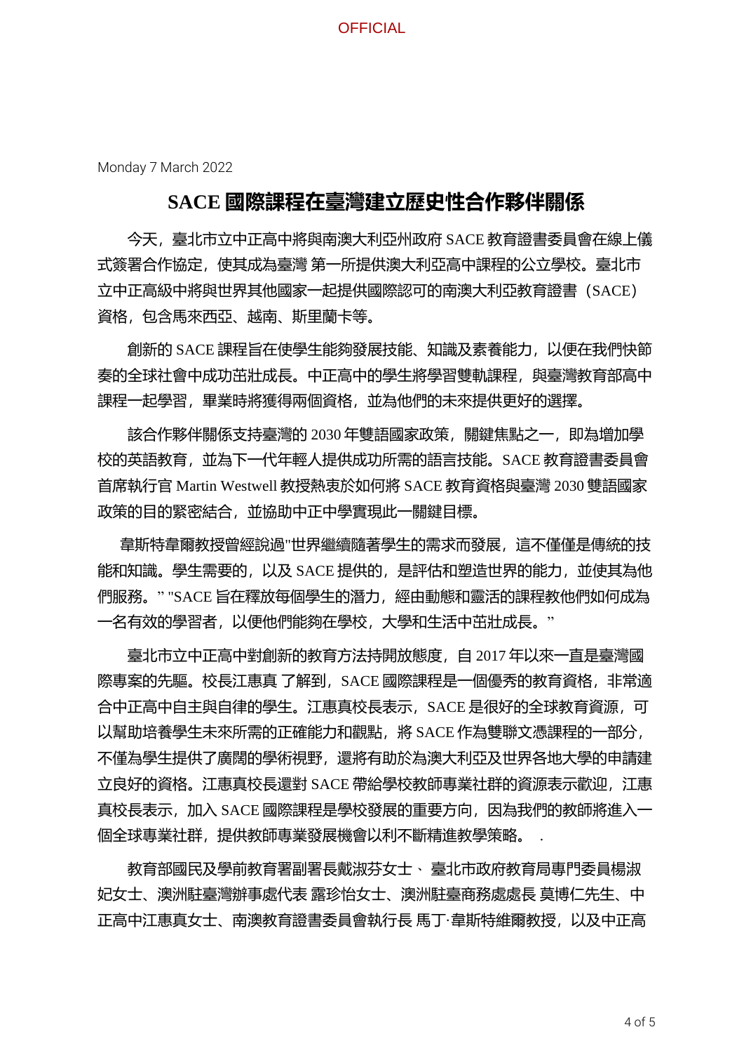Monday 7 March 2022

## SACE 國際課程在臺灣建立歷史性合作夥伴關係

今天，臺北市立中正高中將與南澳大利亞州政府 SACE 教育證書委員會在線上儀式簽署合作協定，使其成為臺灣 第一所提供澳大利亞高中課程的公立學校。臺北市立中正高級中將與世界其他國家一起提供國際認可的南澳大利亞教育證書（SACE）資格，包含馬來西亞、越南、斯里蘭卡等。

創新的 SACE 課程旨在使學生能夠發展技能、知識及素養能力，以便在我們快節奏的全球社會中成功茁壯成長。中正高中的學生將學習雙軌課程，與臺灣教育部高中課程一起學習，畢業時將獲得兩個資格，並為他們的未來提供更好的選擇。

該合作夥伴關係支持臺灣的 2030 年雙語國家政策，關鍵焦點之一，即為增加學校的英語教育，並為下一代年輕人提供成功所需的語言技能。SACE 教育證書委員會首席執行官 Martin Westwell 教授熱衷於如何將 SACE 教育資格與臺灣 2030 雙語國家政策的目的緊密結合，並協助中正中學實現此一關鍵目標。

韋斯特韋爾教授曾經說過"世界繼續隨著學生的需求而發展，這不僅僅是傳統的技能和知識。學生需要的，以及 SACE 提供的，是評估和塑造世界的能力，並使其為他們服務。" "SACE 旨在釋放每個學生的潛力，經由動態和靈活的課程教他們如何成為一名有效的學習者，以便他們能夠在學校，大學和生活中茁壯成長。"

臺北市立中正高中對創新的教育方法持開放態度，自 2017 年以來一直是臺灣國際專案的先驅。校長江惠真 了解到，SACE 國際課程是一個優秀的教育資格，非常適合中正高中自主與自律的學生。江惠真校長表示，SACE 是很好的全球教育資源，可以幫助培養學生未來所需的正確能力和觀點，將 SACE 作為雙聯文憑課程的一部分，不僅為學生提供了廣闊的學術視野，還將有助於為澳大利亞及世界各地大學的申請建立良好的資格。江惠真校長還對 SACE 帶給學校教師專業社群的資源表示歡迎，江惠真校長表示，加入 SACE 國際課程是學校發展的重要方向，因為我們的教師將進入一個全球專業社群，提供教師專業發展機會以利不斷精進教學策略。 .

教育部國民及學前教育署副署長戴淑芬女士、臺北市政府教育局專門委員楊淑妃女士、澳洲駐臺灣辦事處代表 露珍怡女士、澳洲駐臺商務處處長 莫博仁先生、中正高中江惠真女士、南澳教育證書委員會執行長 馬丁·韋斯特維爾教授，以及中正高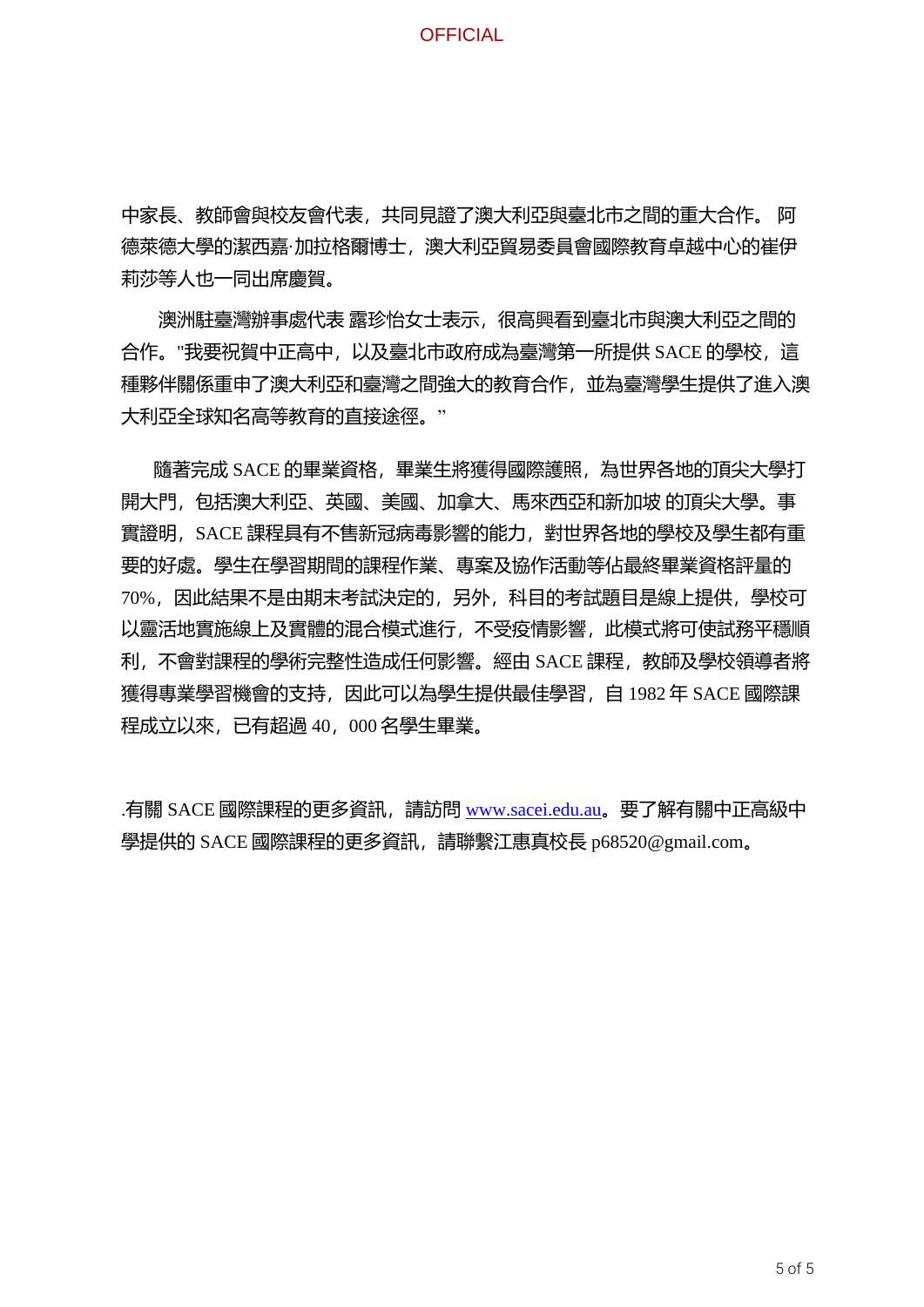中家長、教師會與校友會代表，共同見證了澳大利亞與臺北市之間的重大合作。 阿德萊德大學的潔西嘉·加拉格爾博士，澳大利亞貿易委員會國際教育卓越中心的崔伊莉莎等人也一同出席慶賀。

澳洲駐臺灣辦事處代表 露珍怡女士表示，很高興看到臺北市與澳大利亞之間的合作。"我要祝賀中正高中，以及臺北市政府成為臺灣第一所提供 SACE 的學校，這種夥伴關係重申了澳大利亞和臺灣之間強大的教育合作，並為臺灣學生提供了進入澳大利亞全球知名高等教育的直接途徑。”

隨著完成 SACE 的畢業資格，畢業生將獲得國際護照，為世界各地的頂尖大學打開大門，包括澳大利亞、英國、美國、加拿大、馬來西亞和新加坡 的頂尖大學。事實證明，SACE 課程具有不售新冠病毒影響的能力，對世界各地的學校及學生都有重要的好處。學生在學習期間的課程作業、專案及協作活動等佔最終畢業資格評量的 70%，因此結果不是由期末考試決定的，另外，科目的考試題目是線上提供，學校可以靈活地實施線上及實體的混合模式進行，不受疫情影響，此模式將可使試務平穩順利，不會對課程的學術完整性造成任何影響。經由 SACE 課程，教師及學校領導者將獲得專業學習機會的支持，因此可以為學生提供最佳學習，自 1982 年 SACE 國際課程成立以來，已有超過 40，000 名學生畢業。

.有關 SACE 國際課程的更多資訊，請訪問 www.sacei.edu.au。要了解有關中正高級中學提供的 SACE 國際課程的更多資訊，請聯繫江惠真校長 p68520@gmail.com。